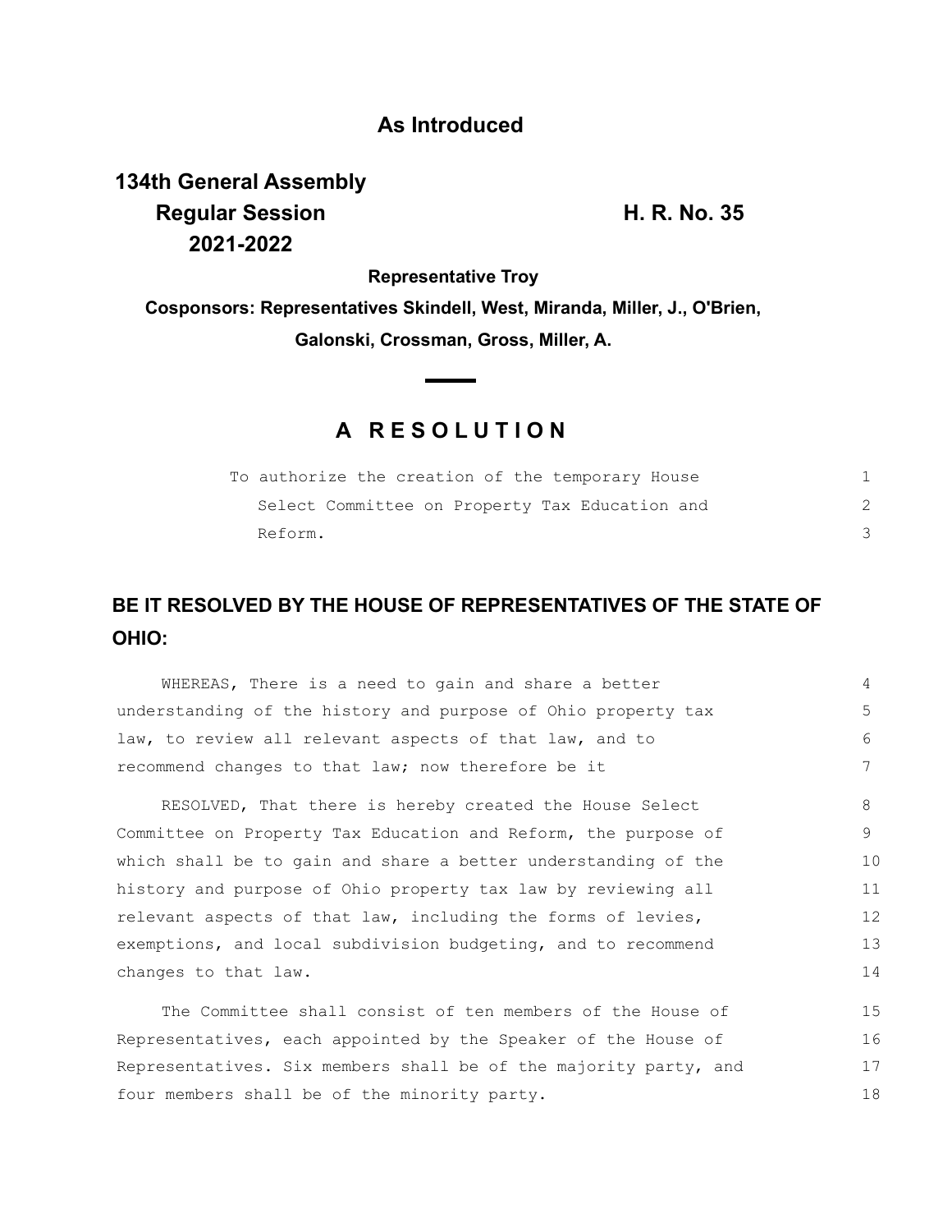**As Introduced**

**134th General Assembly**
**Regular Session** **H. R. No. 35**
**2021-2022**

**Representative Troy**

**Cosponsors: Representatives Skindell, West, Miranda, Miller, J., O'Brien, Galonski, Crossman, Gross, Miller, A.**

# A RESOLUTION

To authorize the creation of the temporary House Select Committee on Property Tax Education and Reform.

## BE IT RESOLVED BY THE HOUSE OF REPRESENTATIVES OF THE STATE OF OHIO:

WHEREAS, There is a need to gain and share a better understanding of the history and purpose of Ohio property tax law, to review all relevant aspects of that law, and to recommend changes to that law; now therefore be it

RESOLVED, That there is hereby created the House Select Committee on Property Tax Education and Reform, the purpose of which shall be to gain and share a better understanding of the history and purpose of Ohio property tax law by reviewing all relevant aspects of that law, including the forms of levies, exemptions, and local subdivision budgeting, and to recommend changes to that law.

The Committee shall consist of ten members of the House of Representatives, each appointed by the Speaker of the House of Representatives. Six members shall be of the majority party, and four members shall be of the minority party.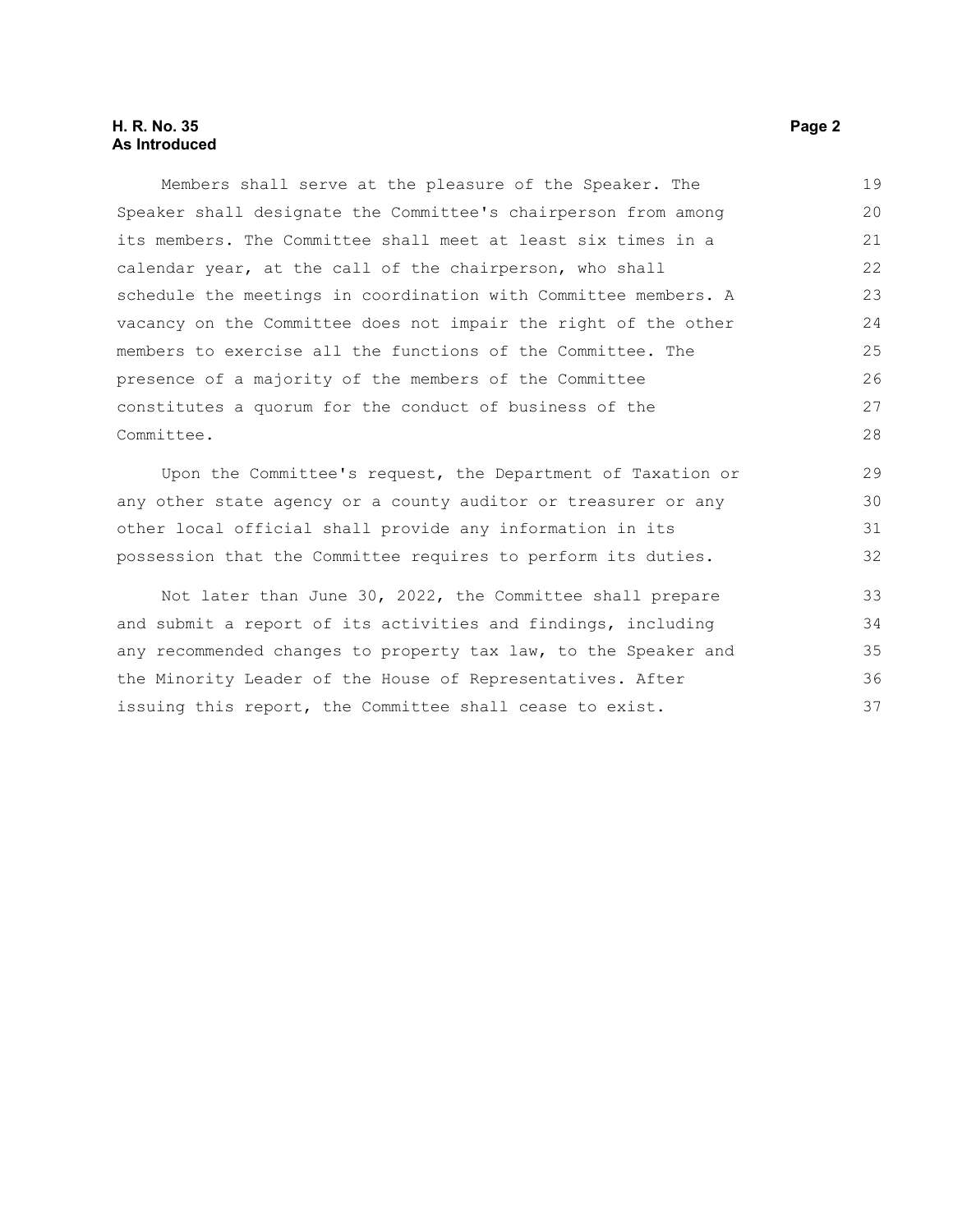Members shall serve at the pleasure of the Speaker. The Speaker shall designate the Committee's chairperson from among its members. The Committee shall meet at least six times in a calendar year, at the call of the chairperson, who shall schedule the meetings in coordination with Committee members. A vacancy on the Committee does not impair the right of the other members to exercise all the functions of the Committee. The presence of a majority of the members of the Committee constitutes a quorum for the conduct of business of the Committee.

Upon the Committee's request, the Department of Taxation or any other state agency or a county auditor or treasurer or any other local official shall provide any information in its possession that the Committee requires to perform its duties.

Not later than June 30, 2022, the Committee shall prepare and submit a report of its activities and findings, including any recommended changes to property tax law, to the Speaker and the Minority Leader of the House of Representatives. After issuing this report, the Committee shall cease to exist.